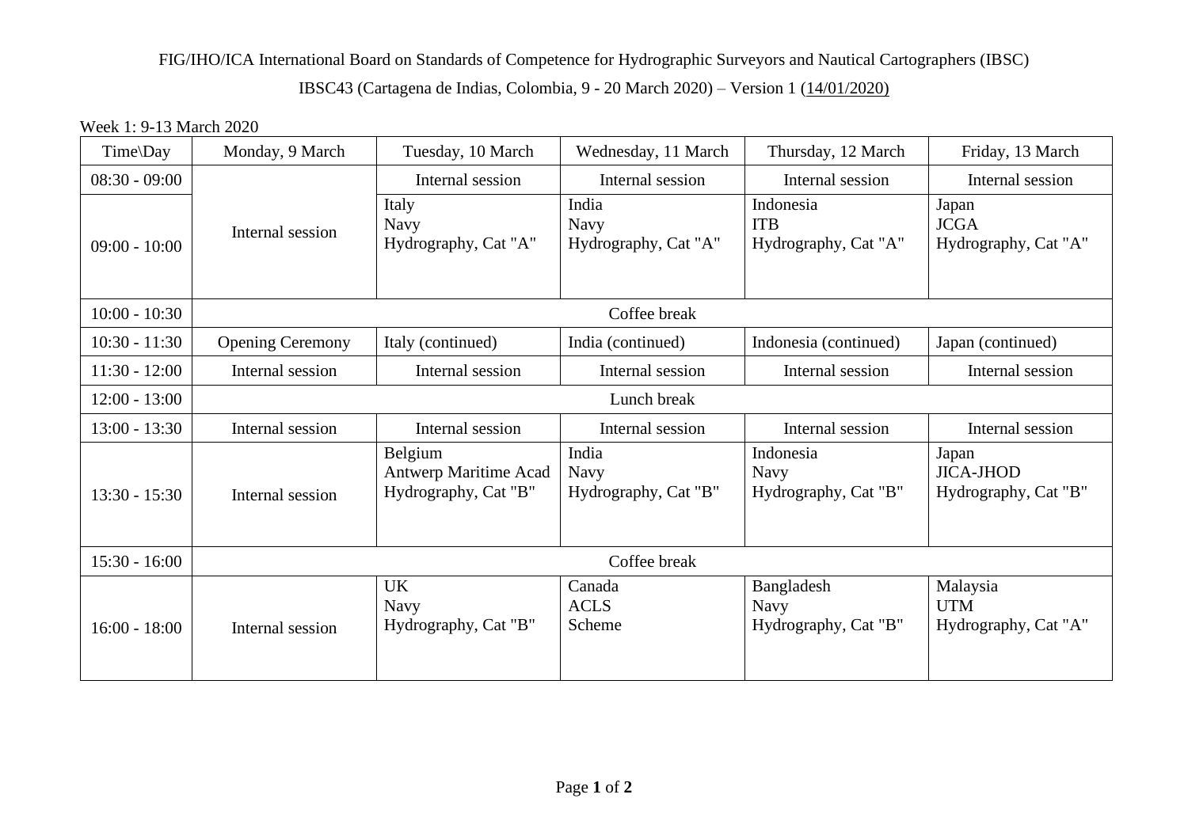FIG/IHO/ICA International Board on Standards of Competence for Hydrographic Surveyors and Nautical Cartographers (IBSC)

IBSC43 (Cartagena de Indias, Colombia, 9 - 20 March 2020) – Version 1 (14/01/2020)

Week 1: 9-13 March 2020

| Time\Day | Monday, 9 March | Tuesday, 10 March | Wednesday, 11 March | Thursday, 12 March | Friday, 13 March |
|---|---|---|---|---|---|
| 08:30 - 09:00 | Internal session | Internal session | Internal session | Internal session | Internal session |
| 09:00 - 10:00 | | Italy<br>Navy<br>Hydrography, Cat "A" | India<br>Navy<br>Hydrography, Cat "A" | Indonesia<br>ITB<br>Hydrography, Cat "A" | Japan<br>JCGA<br>Hydrography, Cat "A" |
| 10:00 - 10:30 | Coffee break | | | | |
| 10:30 - 11:30 | Opening Ceremony | Italy (continued) | India (continued) | Indonesia (continued) | Japan (continued) |
| 11:30 - 12:00 | Internal session | Internal session | Internal session | Internal session | Internal session |
| 12:00 - 13:00 | Lunch break | | | | |
| 13:00 - 13:30 | Internal session | Internal session | Internal session | Internal session | Internal session |
| 13:30 - 15:30 | Internal session | Belgium<br>Antwerp Maritime Acad<br>Hydrography, Cat "B" | India<br>Navy<br>Hydrography, Cat "B" | Indonesia<br>Navy<br>Hydrography, Cat "B" | Japan<br>JICA-JHOD<br>Hydrography, Cat "B" |
| 15:30 - 16:00 | Coffee break | | | | |
| 16:00 - 18:00 | Internal session | UK<br>Navy<br>Hydrography, Cat "B" | Canada<br>ACLS<br>Scheme | Bangladesh<br>Navy<br>Hydrography, Cat "B" | Malaysia<br>UTM<br>Hydrography, Cat "A" |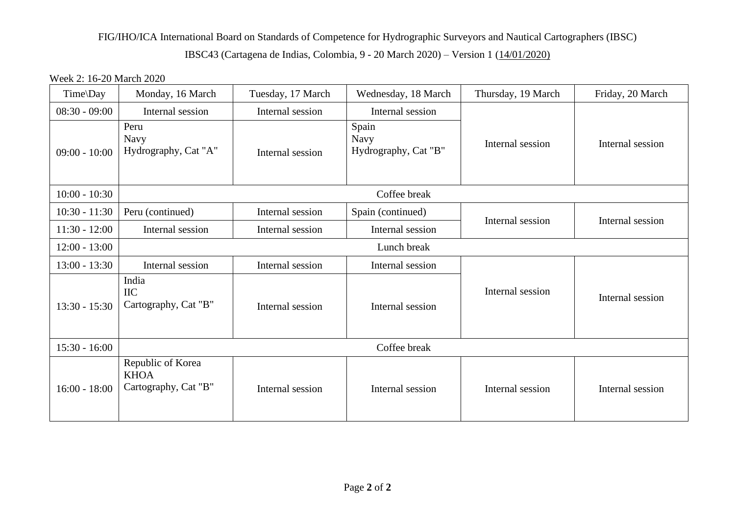FIG/IHO/ICA International Board on Standards of Competence for Hydrographic Surveyors and Nautical Cartographers (IBSC)

IBSC43 (Cartagena de Indias, Colombia, 9 - 20 March 2020) – Version 1 (14/01/2020)

Week 2: 16-20 March 2020

| Time\Day | Monday, 16 March | Tuesday, 17 March | Wednesday, 18 March | Thursday, 19 March | Friday, 20 March |
|---|---|---|---|---|---|
| 08:30 - 09:00 | Internal session | Internal session | Internal session | Internal session | Internal session |
| 09:00 - 10:00 | Peru<br>Navy<br>Hydrography, Cat "A" | Internal session | Spain<br>Navy<br>Hydrography, Cat "B" | | |
| 10:00 - 10:30 | Coffee break | | | | |
| 10:30 - 11:30 | Peru (continued) | Internal session | Spain (continued) | Internal session | Internal session |
| 11:30 - 12:00 | Internal session | Internal session | Internal session | | |
| 12:00 - 13:00 | Lunch break | | | | |
| 13:00 - 13:30 | Internal session | Internal session | Internal session | Internal session | Internal session |
| 13:30 - 15:30 | India<br>IIC<br>Cartography, Cat "B" | Internal session | Internal session | | |
| 15:30 - 16:00 | Coffee break | | | | |
| 16:00 - 18:00 | Republic of Korea<br>KHOA<br>Cartography, Cat "B" | Internal session | Internal session | Internal session | Internal session |